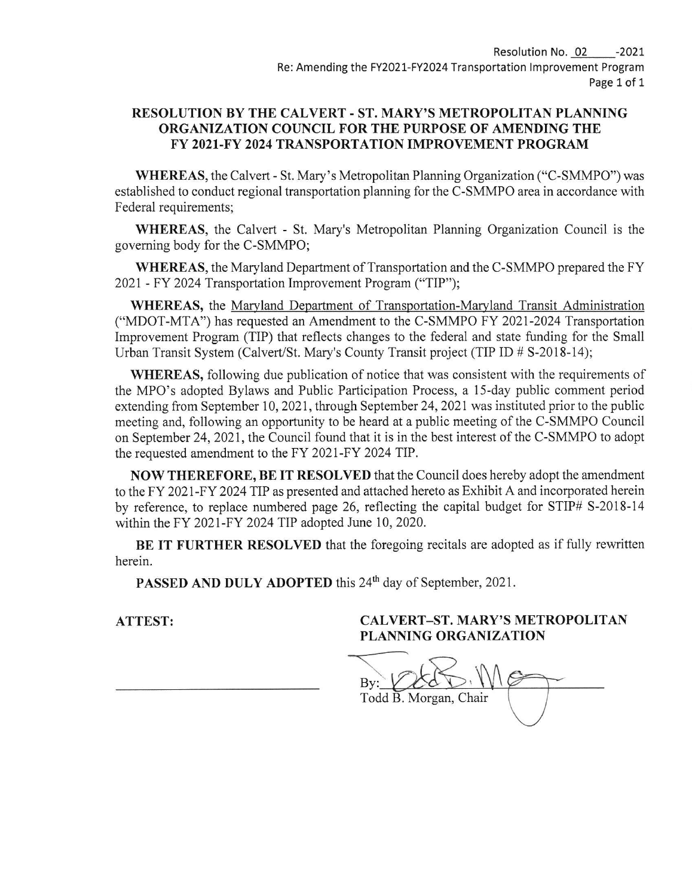Resolution No. 02 -2021
Re: Amending the FY2021-FY2024 Transportation Improvement Program

# RESOLUTION BY THE CALVERT - ST. MARY'S METROPOLITAN PLANNING ORGANIZATION COUNCIL FOR THE PURPOSE OF AMENDING THE FY 2021-FY 2024 TRANSPORTATION IMPROVEMENT PROGRAM

**WHEREAS**, the Calvert - St. Mary's Metropolitan Planning Organization ("C-SMMPO") was established to conduct regional transportation planning for the C-SMMPO area in accordance with Federal requirements;

**WHEREAS**, the Calvert - St. Mary's Metropolitan Planning Organization Council is the governing body for the C-SMMPO;

**WHEREAS**, the Maryland Department of Transportation and the C-SMMPO prepared the FY 2021 - FY 2024 Transportation Improvement Program ("TIP");

**WHEREAS,** the Maryland Department of Transportation-Maryland Transit Administration ("MDOT-MTA") has requested an Amendment to the C-SMMPO FY 2021-2024 Transportation Improvement Program (TIP) that reflects changes to the federal and state funding for the Small Urban Transit System (Calvert/St. Mary's County Transit project (TIP ID # S-2018-14);

**WHEREAS,** following due publication of notice that was consistent with the requirements of the MPO's adopted Bylaws and Public Participation Process, a 15-day public comment period extending from September 10, 2021, through September 24, 2021 was instituted prior to the public meeting and, following an opportunity to be heard at a public meeting of the C-SMMPO Council on September 24, 2021, the Council found that it is in the best interest of the C-SMMPO to adopt the requested amendment to the FY 2021-FY 2024 TIP.

**NOW THEREFORE, BE IT RESOLVED** that the Council does hereby adopt the amendment to the FY 2021-FY 2024 TIP as presented and attached hereto as Exhibit A and incorporated herein by reference, to replace numbered page 26, reflecting the capital budget for STIP# S-2018-14 within the FY 2021-FY 2024 TIP adopted June 10, 2020.

**BE IT FURTHER RESOLVED** that the foregoing recitals are adopted as if fully rewritten herein.

**PASSED AND DULY ADOPTED** this 24th day of September, 2021.

**ATTEST:**

**CALVERT–ST. MARY'S METROPOLITAN PLANNING ORGANIZATION**

By: ______________________
Todd B. Morgan, Chair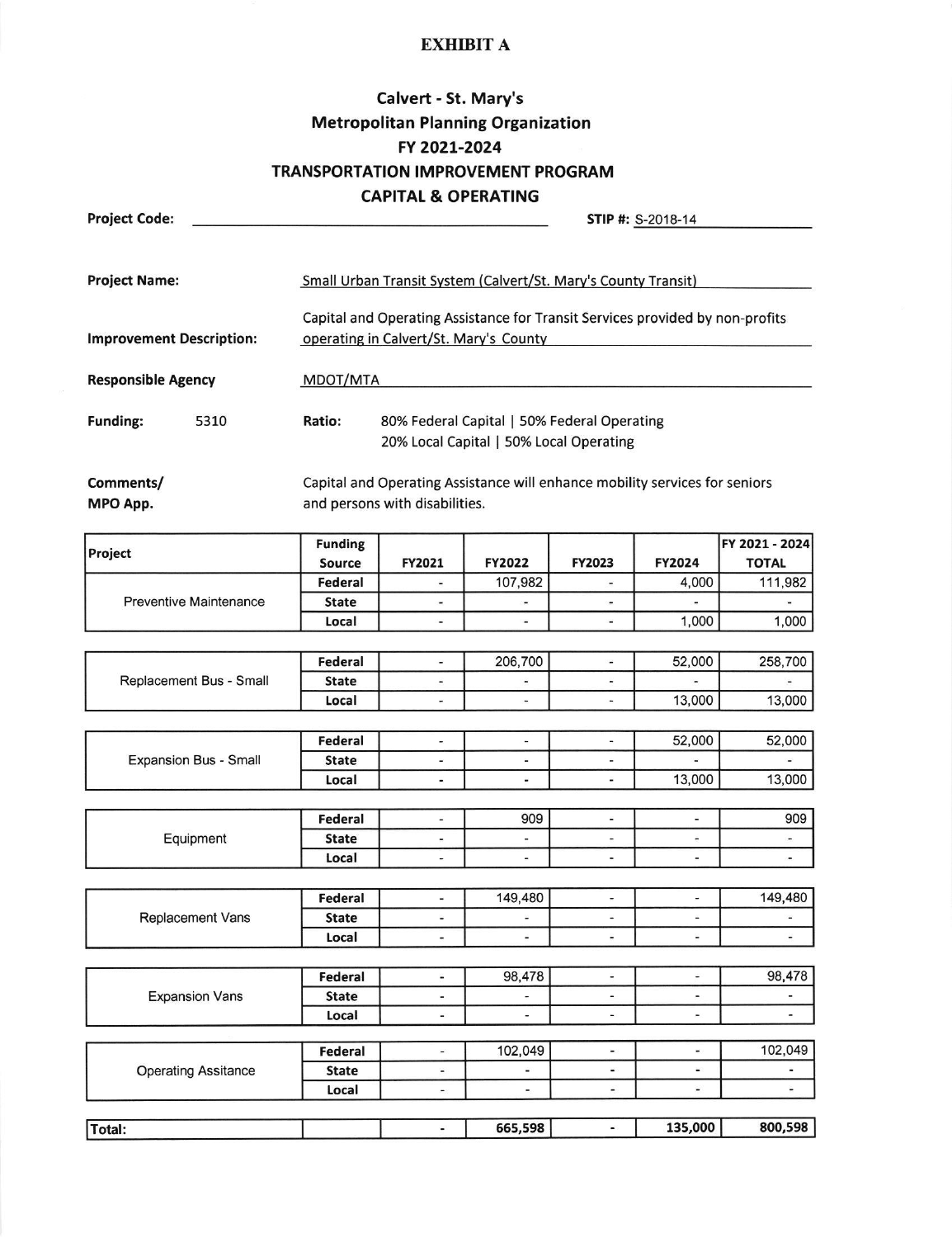# EXHIBIT A

## Calvert - St. Mary's
## Metropolitan Planning Organization
## FY 2021-2024
## TRANSPORTATION IMPROVEMENT PROGRAM
## CAPITAL & OPERATING

**Project Code:** ______________________ **STIP #:** S-2018-14

**Project Name:** Small Urban Transit System (Calvert/St. Mary's County Transit)

**Improvement Description:** Capital and Operating Assistance for Transit Services provided by non-profits operating in Calvert/St. Mary's County

**Responsible Agency** MDOT/MTA

**Funding:** 5310 **Ratio:** 80% Federal Capital | 50% Federal Operating
20% Local Capital | 50% Local Operating

**Comments/ MPO App.** Capital and Operating Assistance will enhance mobility services for seniors and persons with disabilities.

| Project | Funding Source | FY2021 | FY2022 | FY2023 | FY2024 | FY 2021 - 2024 TOTAL |
|---|---|---|---|---|---|---|
| Preventive Maintenance | Federal | - | 107,982 | - | 4,000 | 111,982 |
| | State | - | - | - | - | - |
| | Local | - | - | - | 1,000 | 1,000 |
| Replacement Bus - Small | Federal | - | 206,700 | - | 52,000 | 258,700 |
| | State | - | - | - | - | - |
| | Local | - | - | - | 13,000 | 13,000 |
| Expansion Bus - Small | Federal | - | - | - | 52,000 | 52,000 |
| | State | - | - | - | - | - |
| | Local | - | - | - | 13,000 | 13,000 |
| Equipment | Federal | - | 909 | - | - | 909 |
| | State | - | - | - | - | - |
| | Local | - | - | - | - | - |
| Replacement Vans | Federal | - | 149,480 | - | - | 149,480 |
| | State | - | - | - | - | - |
| | Local | - | - | - | - | - |
| Expansion Vans | Federal | - | 98,478 | - | - | 98,478 |
| | State | - | - | - | - | - |
| | Local | - | - | - | - | - |
| Operating Assitance | Federal | - | 102,049 | - | - | 102,049 |
| | State | - | - | - | - | - |
| | Local | - | - | - | - | - |
| **Total:** | | - | **665,598** | - | **135,000** | **800,598** |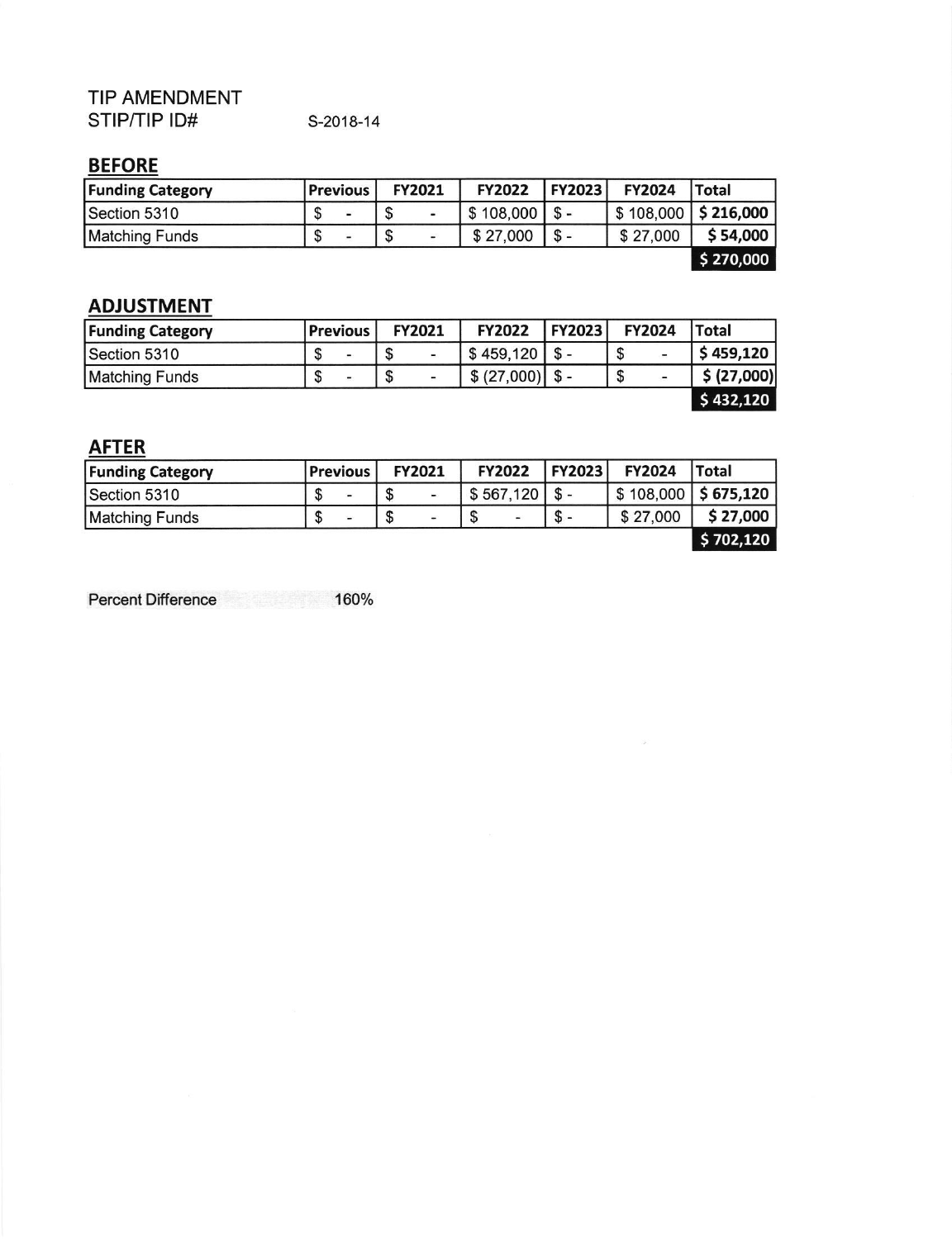TIP AMENDMENT

STIP/TIP ID# S-2018-14

## BEFORE

| Funding Category | Previous | FY2021 | FY2022 | FY2023 | FY2024 | Total |
|---|---|---|---|---|---|---|
| Section 5310 | $ - | $ - | $ 108,000 | $ - | $ 108,000 | **$ 216,000** |
| Matching Funds | $ - | $ - | $ 27,000 | $ - | $ 27,000 | **$ 54,000** |
| | | | | | | **$ 270,000** |

## ADJUSTMENT

| Funding Category | Previous | FY2021 | FY2022 | FY2023 | FY2024 | Total |
|---|---|---|---|---|---|---|
| Section 5310 | $ - | $ - | $ 459,120 | $ - | $ - | **$ 459,120** |
| Matching Funds | $ - | $ - | $ (27,000) | $ - | $ - | **$ (27,000)** |
| | | | | | | **$ 432,120** |

## AFTER

| Funding Category | Previous | FY2021 | FY2022 | FY2023 | FY2024 | Total |
|---|---|---|---|---|---|---|
| Section 5310 | $ - | $ - | $ 567,120 | $ - | $ 108,000 | **$ 675,120** |
| Matching Funds | $ - | $ - | $ - | $ - | $ 27,000 | **$ 27,000** |
| | | | | | | **$ 702,120** |

Percent Difference 160%